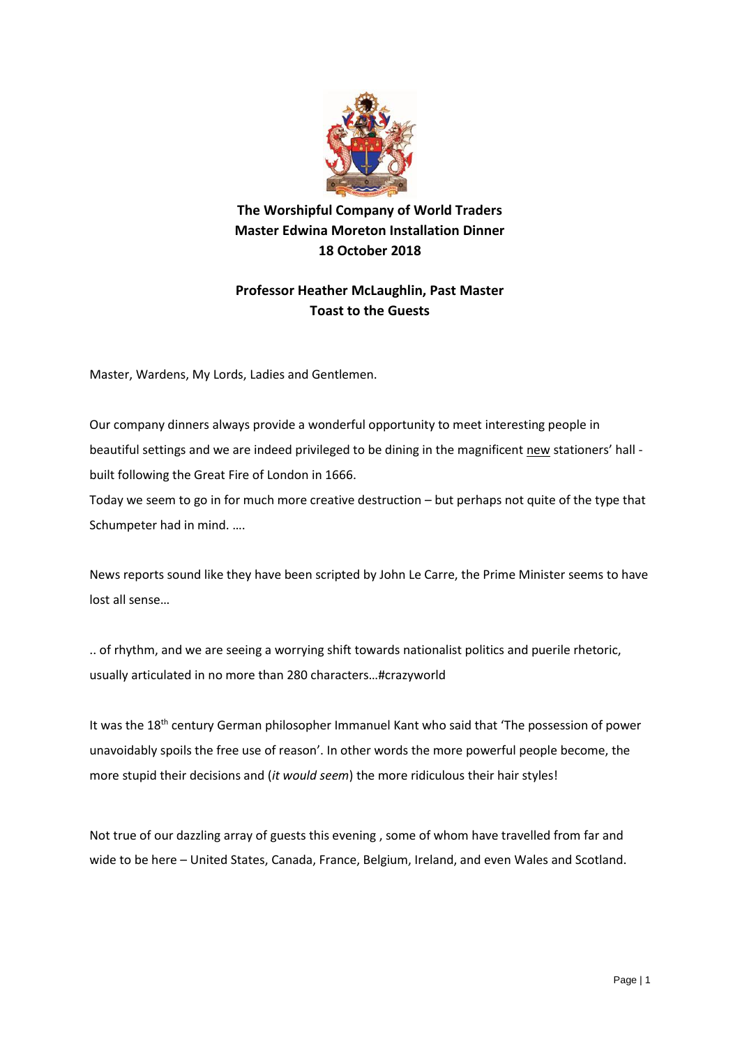**The Worshipful Company of World Traders**
**Master Edwina Moreton Installation Dinner**
**18 October 2018**

**Professor Heather McLaughlin, Past Master**
**Toast to the Guests**

Master, Wardens, My Lords, Ladies and Gentlemen.

Our company dinners always provide a wonderful opportunity to meet interesting people in beautiful settings and we are indeed privileged to be dining in the magnificent new stationers' hall - built following the Great Fire of London in 1666.
Today we seem to go in for much more creative destruction – but perhaps not quite of the type that Schumpeter had in mind. ….

News reports sound like they have been scripted by John Le Carre, the Prime Minister seems to have lost all sense…

.. of rhythm, and we are seeing a worrying shift towards nationalist politics and puerile rhetoric, usually articulated in no more than 280 characters…#crazyworld

It was the 18th century German philosopher Immanuel Kant who said that 'The possession of power unavoidably spoils the free use of reason'. In other words the more powerful people become, the more stupid their decisions and (*it would seem*) the more ridiculous their hair styles!

Not true of our dazzling array of guests this evening , some of whom have travelled from far and wide to be here – United States, Canada, France, Belgium, Ireland, and even Wales and Scotland.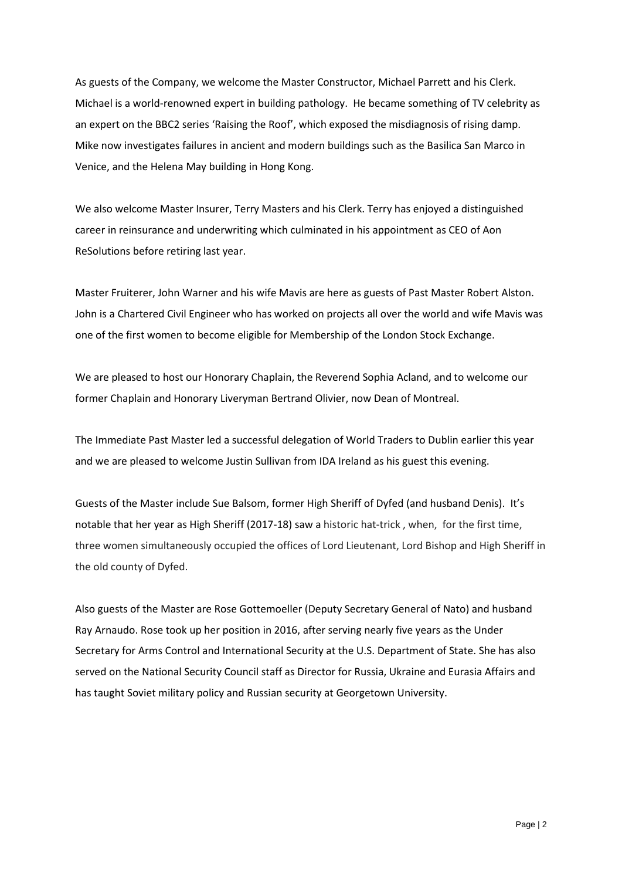As guests of the Company, we welcome the Master Constructor, Michael Parrett and his Clerk. Michael is a world-renowned expert in building pathology. He became something of TV celebrity as an expert on the BBC2 series 'Raising the Roof', which exposed the misdiagnosis of rising damp. Mike now investigates failures in ancient and modern buildings such as the Basilica San Marco in Venice, and the Helena May building in Hong Kong.

We also welcome Master Insurer, Terry Masters and his Clerk. Terry has enjoyed a distinguished career in reinsurance and underwriting which culminated in his appointment as CEO of Aon ReSolutions before retiring last year.

Master Fruiterer, John Warner and his wife Mavis are here as guests of Past Master Robert Alston. John is a Chartered Civil Engineer who has worked on projects all over the world and wife Mavis was one of the first women to become eligible for Membership of the London Stock Exchange.

We are pleased to host our Honorary Chaplain, the Reverend Sophia Acland, and to welcome our former Chaplain and Honorary Liveryman Bertrand Olivier, now Dean of Montreal.

The Immediate Past Master led a successful delegation of World Traders to Dublin earlier this year and we are pleased to welcome Justin Sullivan from IDA Ireland as his guest this evening.

Guests of the Master include Sue Balsom, former High Sheriff of Dyfed (and husband Denis). It's notable that her year as High Sheriff (2017-18) saw a historic hat-trick , when, for the first time, three women simultaneously occupied the offices of Lord Lieutenant, Lord Bishop and High Sheriff in the old county of Dyfed.

Also guests of the Master are Rose Gottemoeller (Deputy Secretary General of Nato) and husband Ray Arnaudo. Rose took up her position in 2016, after serving nearly five years as the Under Secretary for Arms Control and International Security at the U.S. Department of State. She has also served on the National Security Council staff as Director for Russia, Ukraine and Eurasia Affairs and has taught Soviet military policy and Russian security at Georgetown University.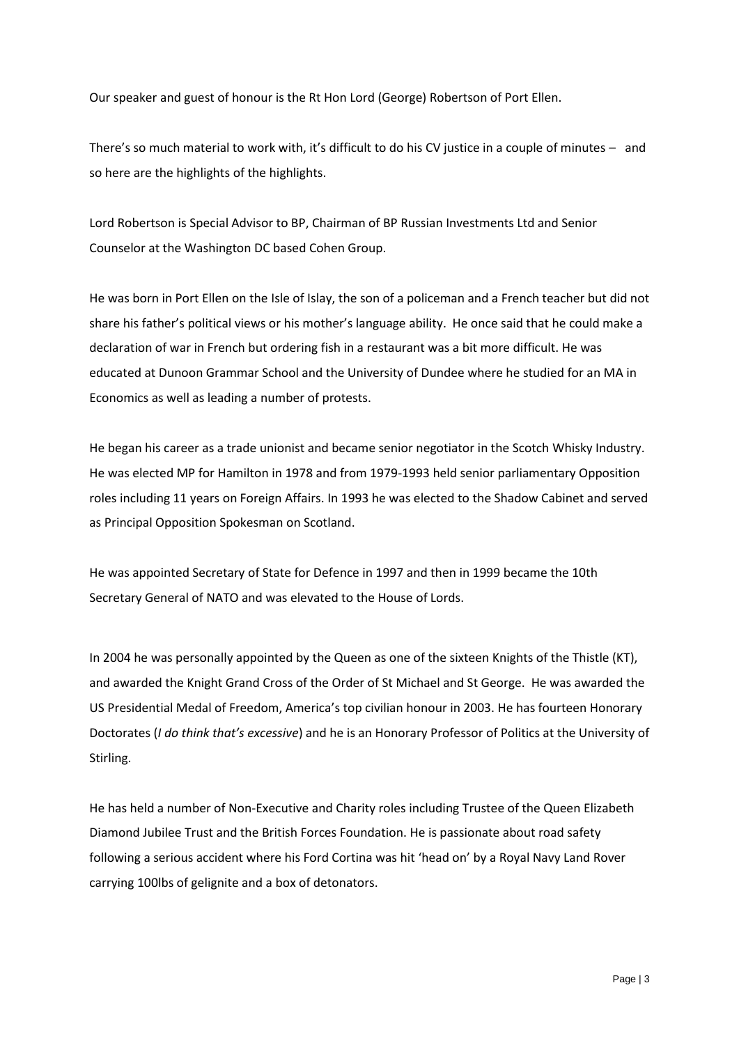Our speaker and guest of honour is the Rt Hon Lord (George) Robertson of Port Ellen.

There's so much material to work with, it's difficult to do his CV justice in a couple of minutes – and so here are the highlights of the highlights.

Lord Robertson is Special Advisor to BP, Chairman of BP Russian Investments Ltd and Senior Counselor at the Washington DC based Cohen Group.

He was born in Port Ellen on the Isle of Islay, the son of a policeman and a French teacher but did not share his father's political views or his mother's language ability. He once said that he could make a declaration of war in French but ordering fish in a restaurant was a bit more difficult. He was educated at Dunoon Grammar School and the University of Dundee where he studied for an MA in Economics as well as leading a number of protests.

He began his career as a trade unionist and became senior negotiator in the Scotch Whisky Industry. He was elected MP for Hamilton in 1978 and from 1979-1993 held senior parliamentary Opposition roles including 11 years on Foreign Affairs. In 1993 he was elected to the Shadow Cabinet and served as Principal Opposition Spokesman on Scotland.

He was appointed Secretary of State for Defence in 1997 and then in 1999 became the 10th Secretary General of NATO and was elevated to the House of Lords.

In 2004 he was personally appointed by the Queen as one of the sixteen Knights of the Thistle (KT), and awarded the Knight Grand Cross of the Order of St Michael and St George. He was awarded the US Presidential Medal of Freedom, America's top civilian honour in 2003. He has fourteen Honorary Doctorates (*I do think that's excessive*) and he is an Honorary Professor of Politics at the University of Stirling.

He has held a number of Non-Executive and Charity roles including Trustee of the Queen Elizabeth Diamond Jubilee Trust and the British Forces Foundation. He is passionate about road safety following a serious accident where his Ford Cortina was hit 'head on' by a Royal Navy Land Rover carrying 100lbs of gelignite and a box of detonators.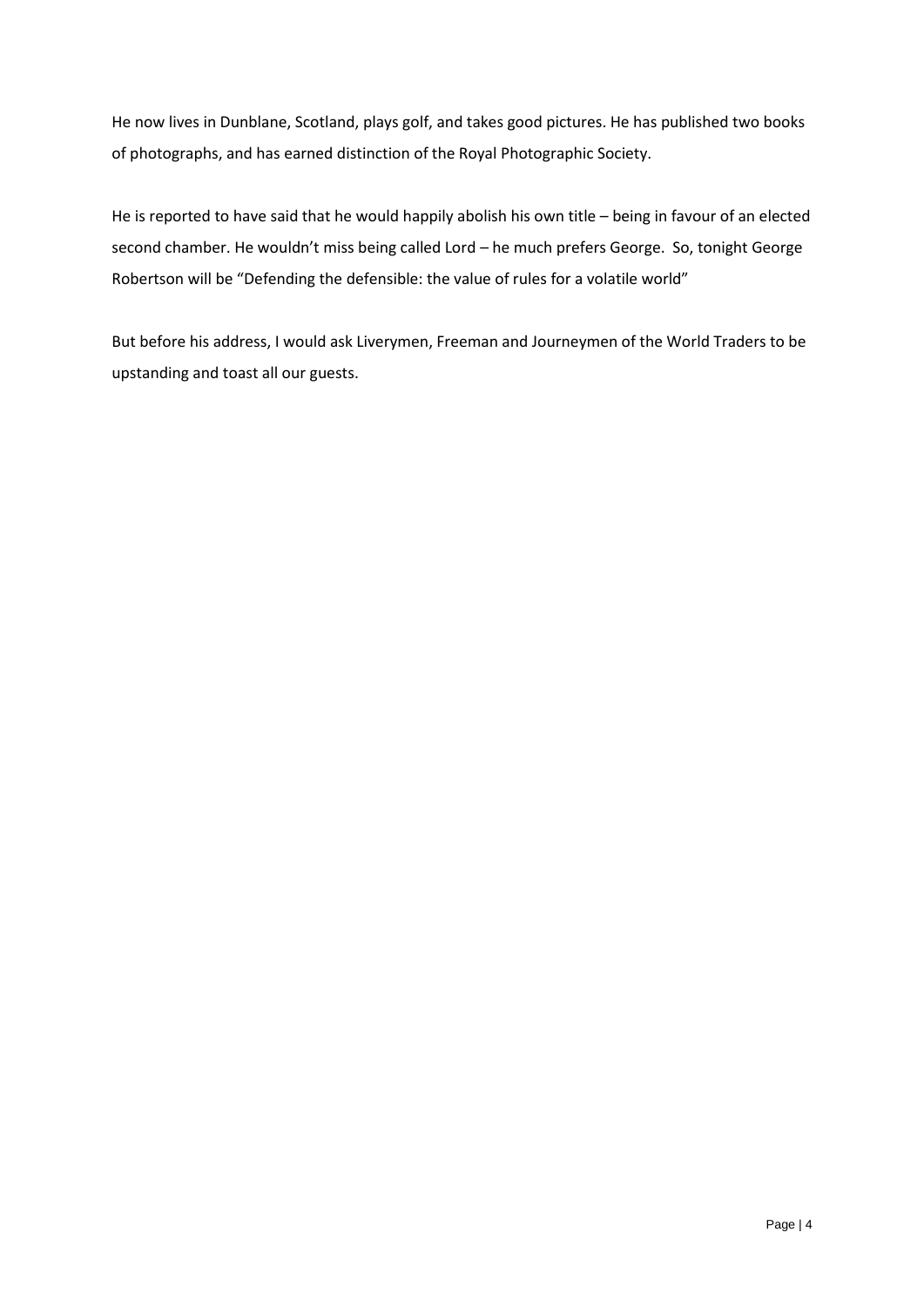He now lives in Dunblane, Scotland, plays golf, and takes good pictures. He has published two books of photographs, and has earned distinction of the Royal Photographic Society.

He is reported to have said that he would happily abolish his own title – being in favour of an elected second chamber. He wouldn't miss being called Lord – he much prefers George. So, tonight George Robertson will be "Defending the defensible: the value of rules for a volatile world"

But before his address, I would ask Liverymen, Freeman and Journeymen of the World Traders to be upstanding and toast all our guests.